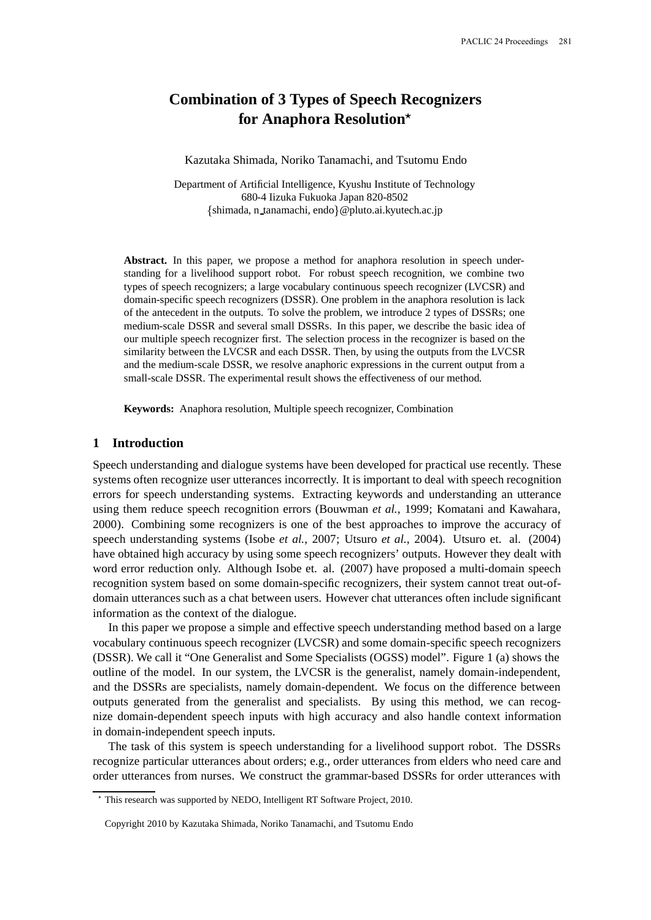# Combination of 3 Types of Speech Recognizers for Anaphora Resolution*

Kazutaka Shimada, Noriko Tanamachi, and Tsutomu Endo

Department of Artificial Intelligence, Kyushu Institute of Technology
680-4 Iizuka Fukuoka Japan 820-8502
{shimada, n_tanamachi, endo}@pluto.ai.kyutech.ac.jp

**Abstract.** In this paper, we propose a method for anaphora resolution in speech understanding for a livelihood support robot. For robust speech recognition, we combine two types of speech recognizers; a large vocabulary continuous speech recognizer (LVCSR) and domain-specific speech recognizers (DSSR). One problem in the anaphora resolution is lack of the antecedent in the outputs. To solve the problem, we introduce 2 types of DSSRs; one medium-scale DSSR and several small DSSRs. In this paper, we describe the basic idea of our multiple speech recognizer first. The selection process in the recognizer is based on the similarity between the LVCSR and each DSSR. Then, by using the outputs from the LVCSR and the medium-scale DSSR, we resolve anaphoric expressions in the current output from a small-scale DSSR. The experimental result shows the effectiveness of our method.

**Keywords:** Anaphora resolution, Multiple speech recognizer, Combination

## 1 Introduction

Speech understanding and dialogue systems have been developed for practical use recently. These systems often recognize user utterances incorrectly. It is important to deal with speech recognition errors for speech understanding systems. Extracting keywords and understanding an utterance using them reduce speech recognition errors (Bouwman *et al.*, 1999; Komatani and Kawahara, 2000). Combining some recognizers is one of the best approaches to improve the accuracy of speech understanding systems (Isobe *et al.*, 2007; Utsuro *et al.*, 2004). Utsuro et. al. (2004) have obtained high accuracy by using some speech recognizers' outputs. However they dealt with word error reduction only. Although Isobe et. al. (2007) have proposed a multi-domain speech recognition system based on some domain-specific recognizers, their system cannot treat out-of-domain utterances such as a chat between users. However chat utterances often include significant information as the context of the dialogue.

In this paper we propose a simple and effective speech understanding method based on a large vocabulary continuous speech recognizer (LVCSR) and some domain-specific speech recognizers (DSSR). We call it "One Generalist and Some Specialists (OGSS) model". Figure 1 (a) shows the outline of the model. In our system, the LVCSR is the generalist, namely domain-independent, and the DSSRs are specialists, namely domain-dependent. We focus on the difference between outputs generated from the generalist and specialists. By using this method, we can recognize domain-dependent speech inputs with high accuracy and also handle context information in domain-independent speech inputs.

The task of this system is speech understanding for a livelihood support robot. The DSSRs recognize particular utterances about orders; e.g., order utterances from elders who need care and order utterances from nurses. We construct the grammar-based DSSRs for order utterances with

* This research was supported by NEDO, Intelligent RT Software Project, 2010.

Copyright 2010 by Kazutaka Shimada, Noriko Tanamachi, and Tsutomu Endo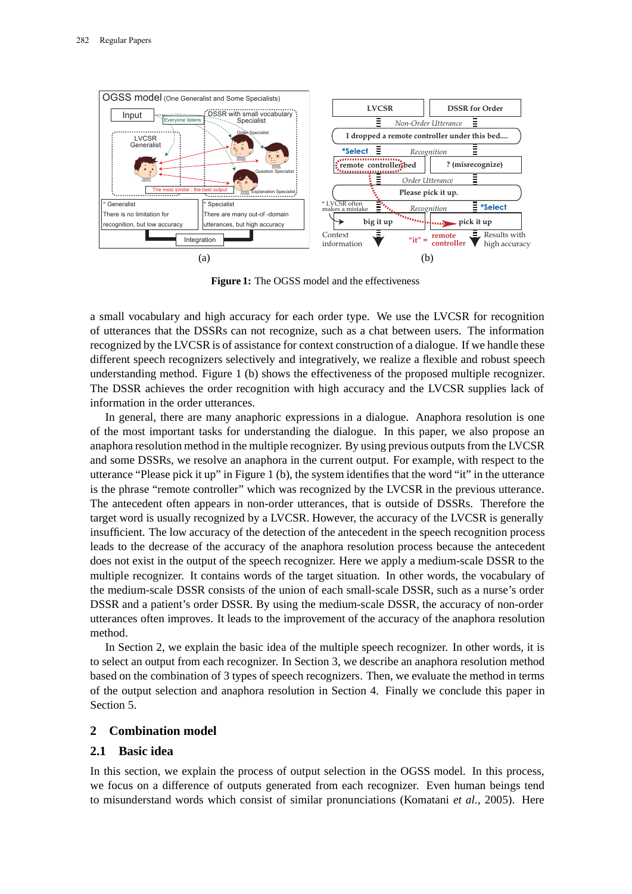Figure 1: The OGSS model and the effectiveness

a small vocabulary and high accuracy for each order type. We use the LVCSR for recognition of utterances that the DSSRs can not recognize, such as a chat between users. The information recognized by the LVCSR is of assistance for context construction of a dialogue. If we handle these different speech recognizers selectively and integratively, we realize a flexible and robust speech understanding method. Figure 1 (b) shows the effectiveness of the proposed multiple recognizer. The DSSR achieves the order recognition with high accuracy and the LVCSR supplies lack of information in the order utterances.

In general, there are many anaphoric expressions in a dialogue. Anaphora resolution is one of the most important tasks for understanding the dialogue. In this paper, we also propose an anaphora resolution method in the multiple recognizer. By using previous outputs from the LVCSR and some DSSRs, we resolve an anaphora in the current output. For example, with respect to the utterance “Please pick it up” in Figure 1 (b), the system identifies that the word “it” in the utterance is the phrase “remote controller” which was recognized by the LVCSR in the previous utterance. The antecedent often appears in non-order utterances, that is outside of DSSRs. Therefore the target word is usually recognized by a LVCSR. However, the accuracy of the LVCSR is generally insufficient. The low accuracy of the detection of the antecedent in the speech recognition process leads to the decrease of the accuracy of the anaphora resolution process because the antecedent does not exist in the output of the speech recognizer. Here we apply a medium-scale DSSR to the multiple recognizer. It contains words of the target situation. In other words, the vocabulary of the medium-scale DSSR consists of the union of each small-scale DSSR, such as a nurse’s order DSSR and a patient’s order DSSR. By using the medium-scale DSSR, the accuracy of non-order utterances often improves. It leads to the improvement of the accuracy of the anaphora resolution method.

In Section 2, we explain the basic idea of the multiple speech recognizer. In other words, it is to select an output from each recognizer. In Section 3, we describe an anaphora resolution method based on the combination of 3 types of speech recognizers. Then, we evaluate the method in terms of the output selection and anaphora resolution in Section 4. Finally we conclude this paper in Section 5.

## 2 Combination model

### 2.1 Basic idea

In this section, we explain the process of output selection in the OGSS model. In this process, we focus on a difference of outputs generated from each recognizer. Even human beings tend to misunderstand words which consist of similar pronunciations (Komatani *et al.*, 2005). Here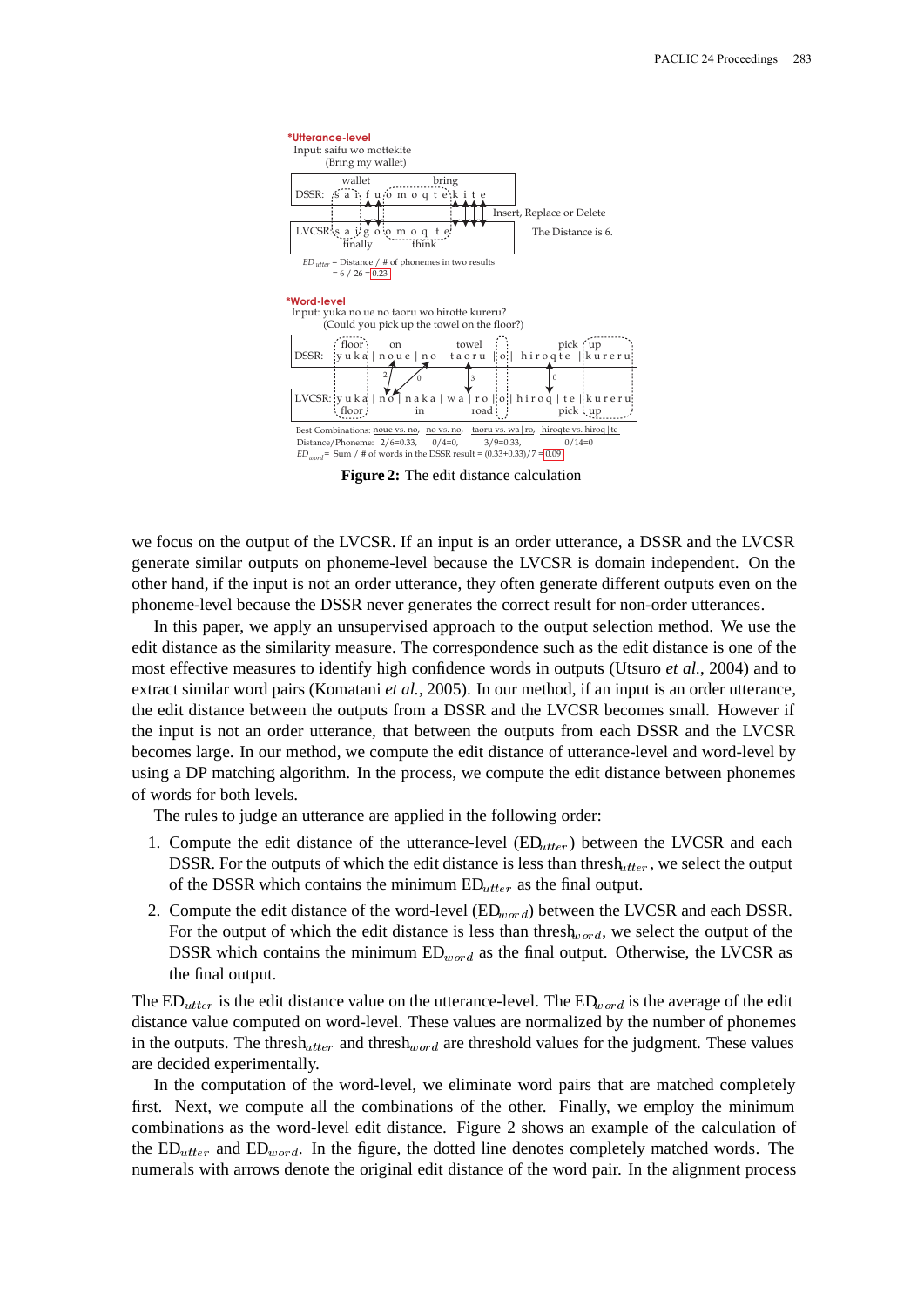*Utterance-level
Input: saifu wo mottekite
(Bring my wallet)

wallet bring
DSSR: s a i f u o m o q t e k i t e
Insert, Replace or Delete
LVCSR: s a i g o o m o q t e
finally think
The Distance is 6.

$ED_{utter}$ = Distance / # of phonemes in two results
= 6 / 26 = 0.23

*Word-level
Input: yuka no ue no taoru wo hirotte kureru?
(Could you pick up the towel on the floor?)

DSSR: floor on towel pick up
y u k a | n o u e | n o | t a o r u | o | h i r o q t e | k u r e r u
2 0 3 0
LVCSR: y u k a | n o | n a k a | w a | r o | o | h i r o q | t e | k u r e r u
floor in road pick up

Best Combinations: noue vs. no, no vs. no, taoru vs. wa | ro, hiroqte vs. hiroq | te
Distance/Phoneme: 2/6=0.33, 0/4=0, 3/9=0.33, 0/14=0
$ED_{word}$ = Sum / # of words in the DSSR result = (0.33+0.33)/7 = 0.09

**Figure 2:** The edit distance calculation

we focus on the output of the LVCSR. If an input is an order utterance, a DSSR and the LVCSR generate similar outputs on phoneme-level because the LVCSR is domain independent. On the other hand, if the input is not an order utterance, they often generate different outputs even on the phoneme-level because the DSSR never generates the correct result for non-order utterances.

In this paper, we apply an unsupervised approach to the output selection method. We use the edit distance as the similarity measure. The correspondence such as the edit distance is one of the most effective measures to identify high confidence words in outputs (Utsuro *et al.*, 2004) and to extract similar word pairs (Komatani *et al.*, 2005). In our method, if an input is an order utterance, the edit distance between the outputs from a DSSR and the LVCSR becomes small. However if the input is not an order utterance, that between the outputs from each DSSR and the LVCSR becomes large. In our method, we compute the edit distance of utterance-level and word-level by using a DP matching algorithm. In the process, we compute the edit distance between phonemes of words for both levels.

The rules to judge an utterance are applied in the following order:

1. Compute the edit distance of the utterance-level ($ED_{utter}$) between the LVCSR and each DSSR. For the outputs of which the edit distance is less than $thresh_{utter}$, we select the output of the DSSR which contains the minimum $ED_{utter}$ as the final output.
2. Compute the edit distance of the word-level ($ED_{word}$) between the LVCSR and each DSSR. For the output of which the edit distance is less than $thresh_{word}$, we select the output of the DSSR which contains the minimum $ED_{word}$ as the final output. Otherwise, the LVCSR as the final output.

The $ED_{utter}$ is the edit distance value on the utterance-level. The $ED_{word}$ is the average of the edit distance value computed on word-level. These values are normalized by the number of phonemes in the outputs. The $thresh_{utter}$ and $thresh_{word}$ are threshold values for the judgment. These values are decided experimentally.

In the computation of the word-level, we eliminate word pairs that are matched completely first. Next, we compute all the combinations of the other. Finally, we employ the minimum combinations as the word-level edit distance. Figure 2 shows an example of the calculation of the $ED_{utter}$ and $ED_{word}$. In the figure, the dotted line denotes completely matched words. The numerals with arrows denote the original edit distance of the word pair. In the alignment process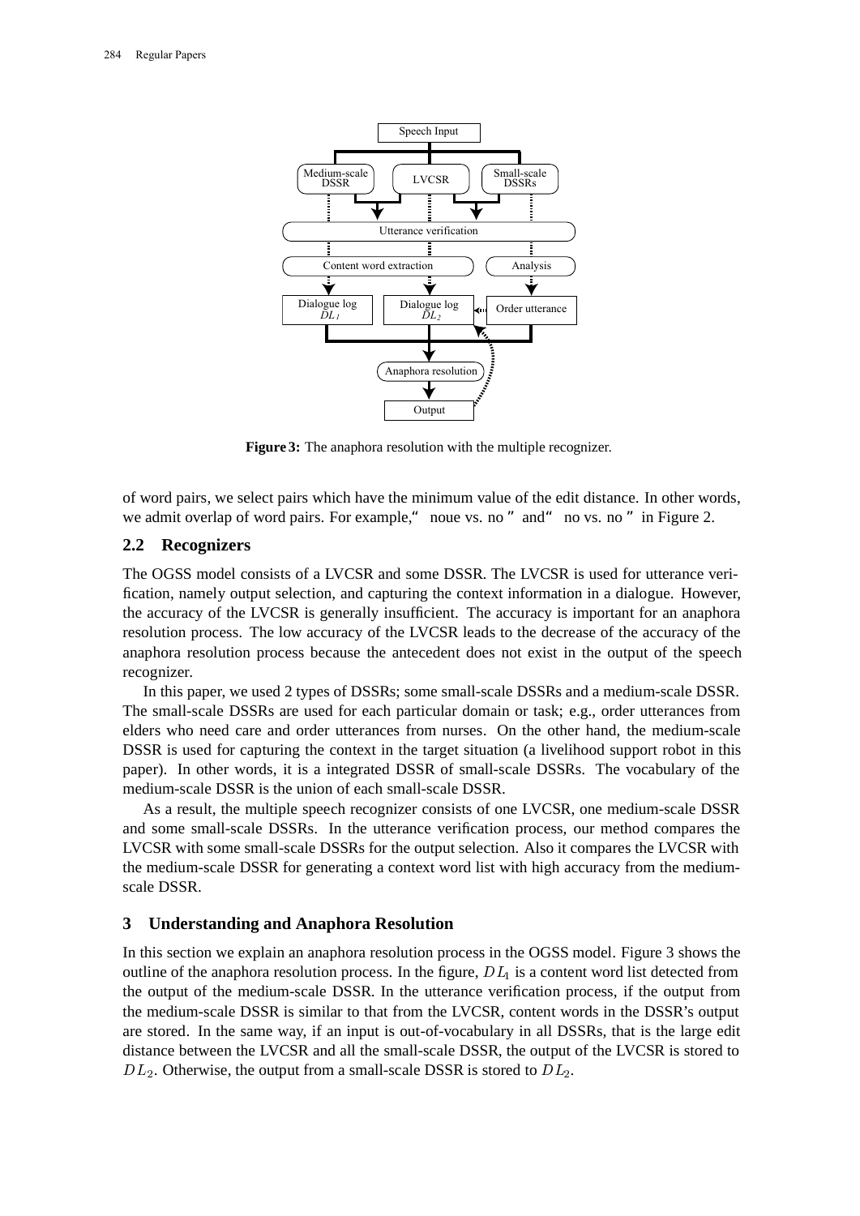Speech Input

Medium-scale DSSR

LVCSR

Small-scale DSSRs

Utterance verification

Content word extraction

Analysis

Dialogue log $DL_1$

Dialogue log $DL_2$

Order utterance

Anaphora resolution

Output

**Figure 3:** The anaphora resolution with the multiple recognizer.

of word pairs, we select pairs which have the minimum value of the edit distance. In other words, we admit overlap of word pairs. For example," noue vs. no " and " no vs. no " in Figure 2.

## 2.2 Recognizers

The OGSS model consists of a LVCSR and some DSSR. The LVCSR is used for utterance verification, namely output selection, and capturing the context information in a dialogue. However, the accuracy of the LVCSR is generally insufficient. The accuracy is important for an anaphora resolution process. The low accuracy of the LVCSR leads to the decrease of the accuracy of the anaphora resolution process because the antecedent does not exist in the output of the speech recognizer.

In this paper, we used 2 types of DSSRs; some small-scale DSSRs and a medium-scale DSSR. The small-scale DSSRs are used for each particular domain or task; e.g., order utterances from elders who need care and order utterances from nurses. On the other hand, the medium-scale DSSR is used for capturing the context in the target situation (a livelihood support robot in this paper). In other words, it is a integrated DSSR of small-scale DSSRs. The vocabulary of the medium-scale DSSR is the union of each small-scale DSSR.

As a result, the multiple speech recognizer consists of one LVCSR, one medium-scale DSSR and some small-scale DSSRs. In the utterance verification process, our method compares the LVCSR with some small-scale DSSRs for the output selection. Also it compares the LVCSR with the medium-scale DSSR for generating a context word list with high accuracy from the medium-scale DSSR.

# 3 Understanding and Anaphora Resolution

In this section we explain an anaphora resolution process in the OGSS model. Figure 3 shows the outline of the anaphora resolution process. In the figure, $DL_1$ is a content word list detected from the output of the medium-scale DSSR. In the utterance verification process, if the output from the medium-scale DSSR is similar to that from the LVCSR, content words in the DSSR's output are stored. In the same way, if an input is out-of-vocabulary in all DSSRs, that is the large edit distance between the LVCSR and all the small-scale DSSR, the output of the LVCSR is stored to $DL_2$. Otherwise, the output from a small-scale DSSR is stored to $DL_2$.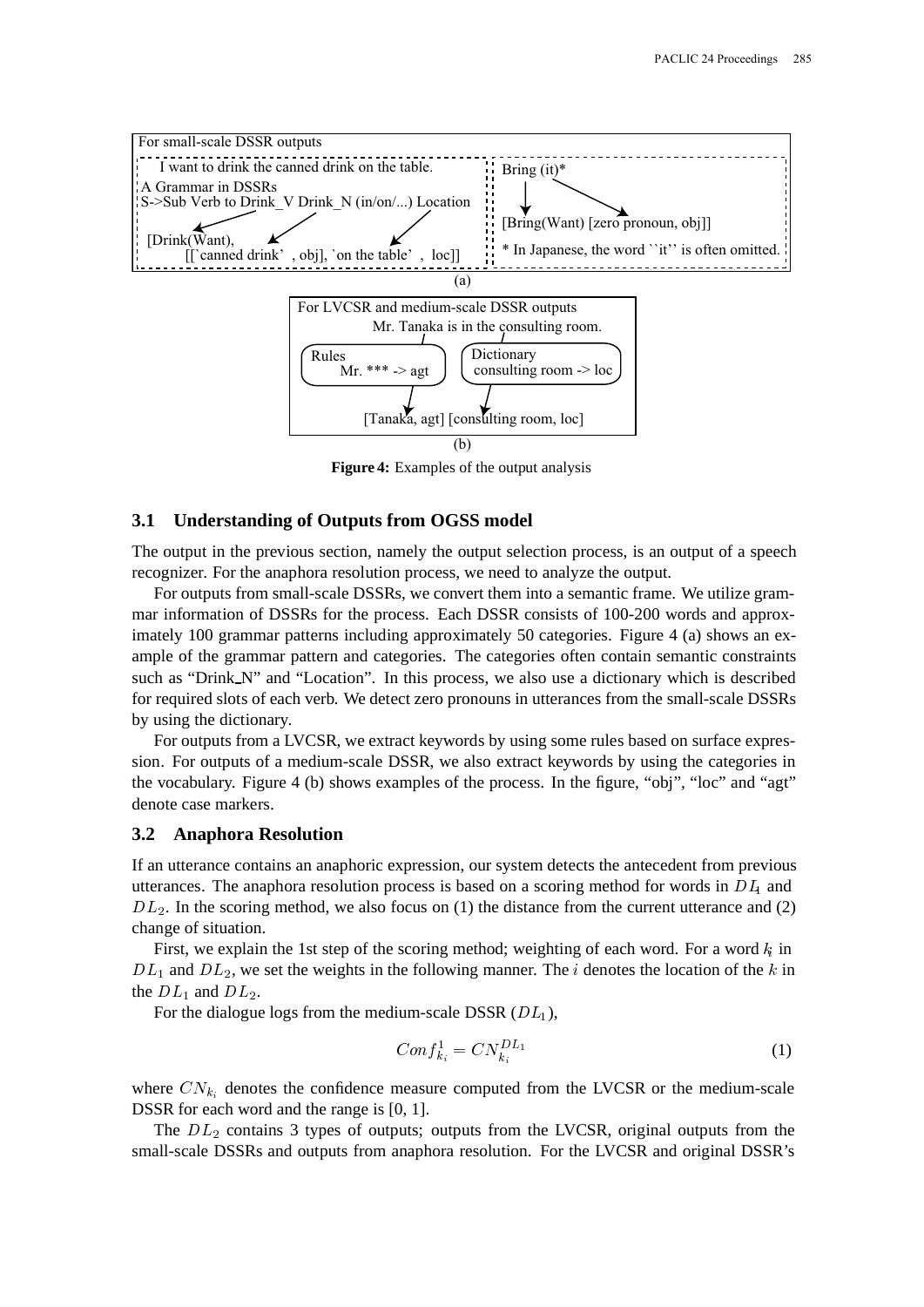For small-scale DSSR outputs

I want to drink the canned drink on the table.

A Grammar in DSSRs

S->Sub Verb to Drink_V Drink_N (in/on/...) Location

[Drink(Want), [[`canned drink' , obj], `on the table' , loc]]

Bring (it)*

[Bring(Want) [zero pronoun, obj]]

* In Japanese, the word ``it'' is often omitted.

(a)

For LVCSR and medium-scale DSSR outputs

Mr. Tanaka is in the consulting room.

Rules
Mr. *** -> agt

Dictionary
consulting room -> loc

[Tanaka, agt] [consulting room, loc]

(b)

**Figure 4:** Examples of the output analysis

## 3.1 Understanding of Outputs from OGSS model

The output in the previous section, namely the output selection process, is an output of a speech recognizer. For the anaphora resolution process, we need to analyze the output.

For outputs from small-scale DSSRs, we convert them into a semantic frame. We utilize grammar information of DSSRs for the process. Each DSSR consists of 100-200 words and approximately 100 grammar patterns including approximately 50 categories. Figure 4 (a) shows an example of the grammar pattern and categories. The categories often contain semantic constraints such as "Drink_N" and "Location". In this process, we also use a dictionary which is described for required slots of each verb. We detect zero pronouns in utterances from the small-scale DSSRs by using the dictionary.

For outputs from a LVCSR, we extract keywords by using some rules based on surface expression. For outputs of a medium-scale DSSR, we also extract keywords by using the categories in the vocabulary. Figure 4 (b) shows examples of the process. In the figure, "obj", "loc" and "agt" denote case markers.

## 3.2 Anaphora Resolution

If an utterance contains an anaphoric expression, our system detects the antecedent from previous utterances. The anaphora resolution process is based on a scoring method for words in $DL_1$ and $DL_2$. In the scoring method, we also focus on (1) the distance from the current utterance and (2) change of situation.

First, we explain the 1st step of the scoring method; weighting of each word. For a word $k_i$ in $DL_1$ and $DL_2$, we set the weights in the following manner. The $i$ denotes the location of the $k$ in the $DL_1$ and $DL_2$.

For the dialogue logs from the medium-scale DSSR ($DL_1$),

$$Conf^1_{k_i} = CN^{DL_1}_{k_i} \tag{1}$$

where $CN_{k_i}$ denotes the confidence measure computed from the LVCSR or the medium-scale DSSR for each word and the range is [0, 1].

The $DL_2$ contains 3 types of outputs; outputs from the LVCSR, original outputs from the small-scale DSSRs and outputs from anaphora resolution. For the LVCSR and original DSSR's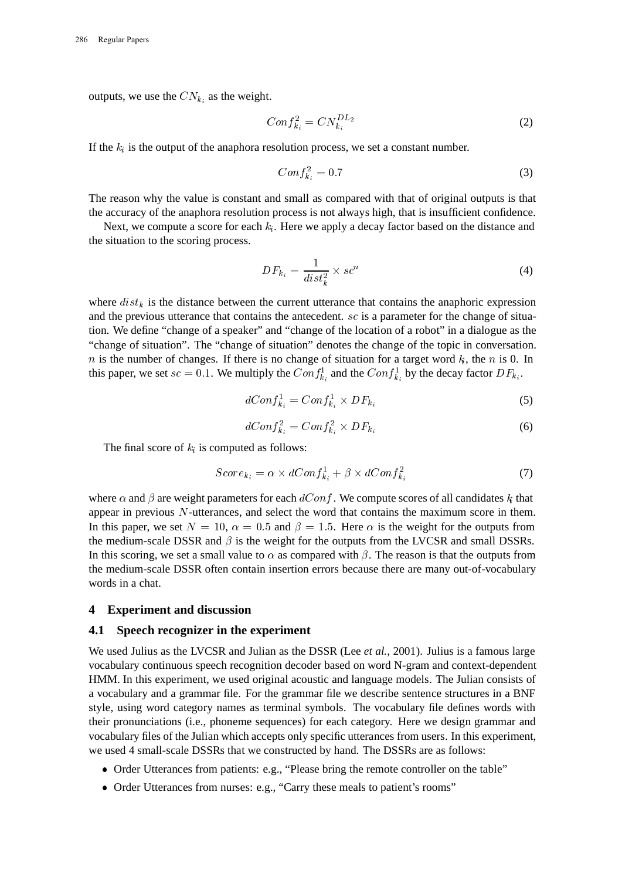outputs, we use the $CN_{k_i}$ as the weight.

$$Conf^2_{k_i} = CN^{DL_2}_{k_i} \tag{2}$$

If the $k_i$ is the output of the anaphora resolution process, we set a constant number.

$$Conf^2_{k_i} = 0.7 \tag{3}$$

The reason why the value is constant and small as compared with that of original outputs is that the accuracy of the anaphora resolution process is not always high, that is insufficient confidence.

Next, we compute a score for each $k_i$. Here we apply a decay factor based on the distance and the situation to the scoring process.

$$DF_{k_i} = \frac{1}{dist^2_k} \times sc^n \tag{4}$$

where $dist_k$ is the distance between the current utterance that contains the anaphoric expression and the previous utterance that contains the antecedent. $sc$ is a parameter for the change of situation. We define "change of a speaker" and "change of the location of a robot" in a dialogue as the "change of situation". The "change of situation" denotes the change of the topic in conversation. $n$ is the number of changes. If there is no change of situation for a target word $k_i$, the $n$ is 0. In this paper, we set $sc = 0.1$. We multiply the $Conf^1_{k_i}$ and the $Conf^1_{k_i}$ by the decay factor $DF_{k_i}$.

$$dConf^1_{k_i} = Conf^1_{k_i} \times DF_{k_i} \tag{5}$$

$$dConf^2_{k_i} = Conf^2_{k_i} \times DF_{k_i} \tag{6}$$

The final score of $k_i$ is computed as follows:

$$Score_{k_i} = \alpha \times dConf^1_{k_i} + \beta \times dConf^2_{k_i} \tag{7}$$

where $\alpha$ and $\beta$ are weight parameters for each $dConf$. We compute scores of all candidates $k_i$ that appear in previous $N$-utterances, and select the word that contains the maximum score in them. In this paper, we set $N = 10$, $\alpha = 0.5$ and $\beta = 1.5$. Here $\alpha$ is the weight for the outputs from the medium-scale DSSR and $\beta$ is the weight for the outputs from the LVCSR and small DSSRs. In this scoring, we set a small value to $\alpha$ as compared with $\beta$. The reason is that the outputs from the medium-scale DSSR often contain insertion errors because there are many out-of-vocabulary words in a chat.

## 4 Experiment and discussion

### 4.1 Speech recognizer in the experiment

We used Julius as the LVCSR and Julian as the DSSR (Lee *et al.*, 2001). Julius is a famous large vocabulary continuous speech recognition decoder based on word N-gram and context-dependent HMM. In this experiment, we used original acoustic and language models. The Julian consists of a vocabulary and a grammar file. For the grammar file we describe sentence structures in a BNF style, using word category names as terminal symbols. The vocabulary file defines words with their pronunciations (i.e., phoneme sequences) for each category. Here we design grammar and vocabulary files of the Julian which accepts only specific utterances from users. In this experiment, we used 4 small-scale DSSRs that we constructed by hand. The DSSRs are as follows:

- Order Utterances from patients: e.g., "Please bring the remote controller on the table"
- Order Utterances from nurses: e.g., "Carry these meals to patient's rooms"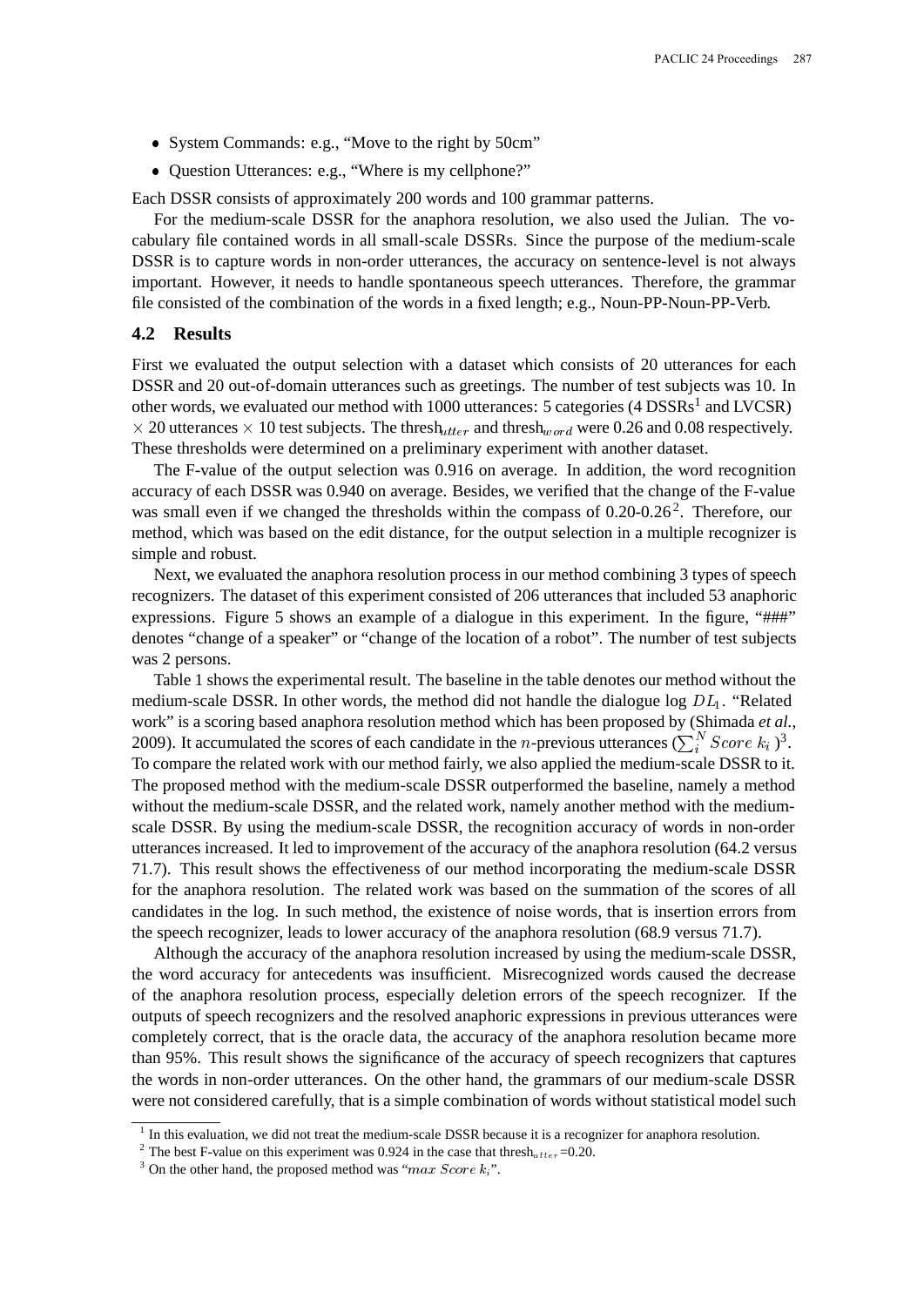- System Commands: e.g., “Move to the right by 50cm”
- Question Utterances: e.g., “Where is my cellphone?”

Each DSSR consists of approximately 200 words and 100 grammar patterns.

For the medium-scale DSSR for the anaphora resolution, we also used the Julian. The vocabulary file contained words in all small-scale DSSRs. Since the purpose of the medium-scale DSSR is to capture words in non-order utterances, the accuracy on sentence-level is not always important. However, it needs to handle spontaneous speech utterances. Therefore, the grammar file consisted of the combination of the words in a fixed length; e.g., Noun-PP-Noun-PP-Verb.

### 4.2 Results

First we evaluated the output selection with a dataset which consists of 20 utterances for each DSSR and 20 out-of-domain utterances such as greetings. The number of test subjects was 10. In other words, we evaluated our method with 1000 utterances: 5 categories (4 DSSRs[1] and LVCSR) $\times$ 20 utterances $\times$ 10 test subjects. The thresh$_{utter}$ and thresh$_{word}$ were 0.26 and 0.08 respectively. These thresholds were determined on a preliminary experiment with another dataset.

The F-value of the output selection was 0.916 on average. In addition, the word recognition accuracy of each DSSR was 0.940 on average. Besides, we verified that the change of the F-value was small even if we changed the thresholds within the compass of 0.20-0.26[2]. Therefore, our method, which was based on the edit distance, for the output selection in a multiple recognizer is simple and robust.

Next, we evaluated the anaphora resolution process in our method combining 3 types of speech recognizers. The dataset of this experiment consisted of 206 utterances that included 53 anaphoric expressions. Figure 5 shows an example of a dialogue in this experiment. In the figure, “###” denotes “change of a speaker” or “change of the location of a robot”. The number of test subjects was 2 persons.

Table 1 shows the experimental result. The baseline in the table denotes our method without the medium-scale DSSR. In other words, the method did not handle the dialogue log $DL_1$. “Related work” is a scoring based anaphora resolution method which has been proposed by (Shimada *et al.*, 2009). It accumulated the scores of each candidate in the $n$-previous utterances ($\sum_i^N Score\ k_i$)[3]. To compare the related work with our method fairly, we also applied the medium-scale DSSR to it. The proposed method with the medium-scale DSSR outperformed the baseline, namely a method without the medium-scale DSSR, and the related work, namely another method with the medium-scale DSSR. By using the medium-scale DSSR, the recognition accuracy of words in non-order utterances increased. It led to improvement of the accuracy of the anaphora resolution (64.2 versus 71.7). This result shows the effectiveness of our method incorporating the medium-scale DSSR for the anaphora resolution. The related work was based on the summation of the scores of all candidates in the log. In such method, the existence of noise words, that is insertion errors from the speech recognizer, leads to lower accuracy of the anaphora resolution (68.9 versus 71.7).

Although the accuracy of the anaphora resolution increased by using the medium-scale DSSR, the word accuracy for antecedents was insufficient. Misrecognized words caused the decrease of the anaphora resolution process, especially deletion errors of the speech recognizer. If the outputs of speech recognizers and the resolved anaphoric expressions in previous utterances were completely correct, that is the oracle data, the accuracy of the anaphora resolution became more than 95%. This result shows the significance of the accuracy of speech recognizers that captures the words in non-order utterances. On the other hand, the grammars of our medium-scale DSSR were not considered carefully, that is a simple combination of words without statistical model such

[1] In this evaluation, we did not treat the medium-scale DSSR because it is a recognizer for anaphora resolution.

[2] The best F-value on this experiment was 0.924 in the case that thresh$_{utter}$=0.20.

[3] On the other hand, the proposed method was “$max\ Score\ k_i$”.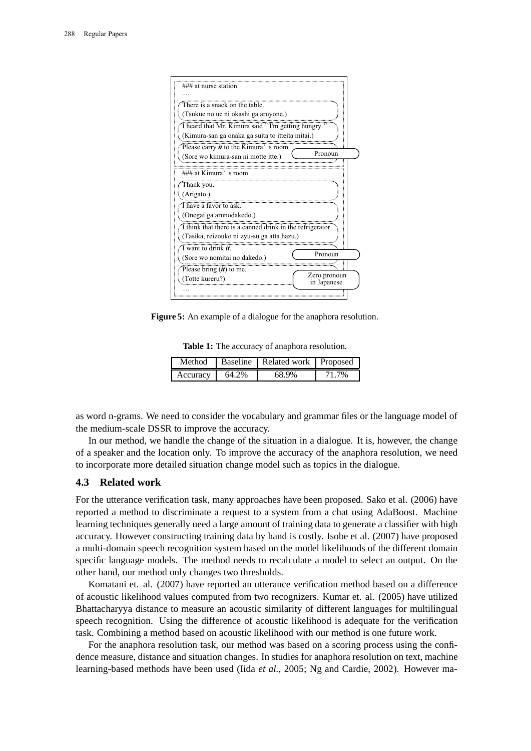### at nurse station

....

There is a snack on the table.
(Tsukue no ue ni okashi ga aruyone.)

I heard that Mr. Kimura said ``I'm getting hungry.''
(Kimura-san ga onaka ga suita to itteita mitai.)

Please carry ***it*** to the Kimura's room.
(Sore wo kimura-san ni motte itte.)

Pronoun

### at Kimura's room

Thank you.
(Arigato.)

I have a favor to ask.
(Onegai ga arunodakedo.)

I think that there is a canned drink in the refrigerator.
(Tasika, reizouko ni zyu-su ga atta hazu.)

I want to drink ***it***.
(Sore wo nomitai no dakedo.)

Pronoun

Please bring (***it***) to me.
(Totte kureru?)

Zero pronoun in Japanese

....

**Figure 5:** An example of a dialogue for the anaphora resolution.

**Table 1:** The accuracy of anaphora resolution.

| Method | Baseline | Related work | Proposed |
|---|---|---|---|
| Accuracy | 64.2% | 68.9% | 71.7% |

as word n-grams. We need to consider the vocabulary and grammar files or the language model of the medium-scale DSSR to improve the accuracy.

In our method, we handle the change of the situation in a dialogue. It is, however, the change of a speaker and the location only. To improve the accuracy of the anaphora resolution, we need to incorporate more detailed situation change model such as topics in the dialogue.

### 4.3 Related work

For the utterance verification task, many approaches have been proposed. Sako et al. (2006) have reported a method to discriminate a request to a system from a chat using AdaBoost. Machine learning techniques generally need a large amount of training data to generate a classifier with high accuracy. However constructing training data by hand is costly. Isobe et al. (2007) have proposed a multi-domain speech recognition system based on the model likelihoods of the different domain specific language models. The method needs to recalculate a model to select an output. On the other hand, our method only changes two thresholds.

Komatani et. al. (2007) have reported an utterance verification method based on a difference of acoustic likelihood values computed from two recognizers. Kumar et. al. (2005) have utilized Bhattacharyya distance to measure an acoustic similarity of different languages for multilingual speech recognition. Using the difference of acoustic likelihood is adequate for the verification task. Combining a method based on acoustic likelihood with our method is one future work.

For the anaphora resolution task, our method was based on a scoring process using the confidence measure, distance and situation changes. In studies for anaphora resolution on text, machine learning-based methods have been used (Iida *et al.*, 2005; Ng and Cardie, 2002). However ma-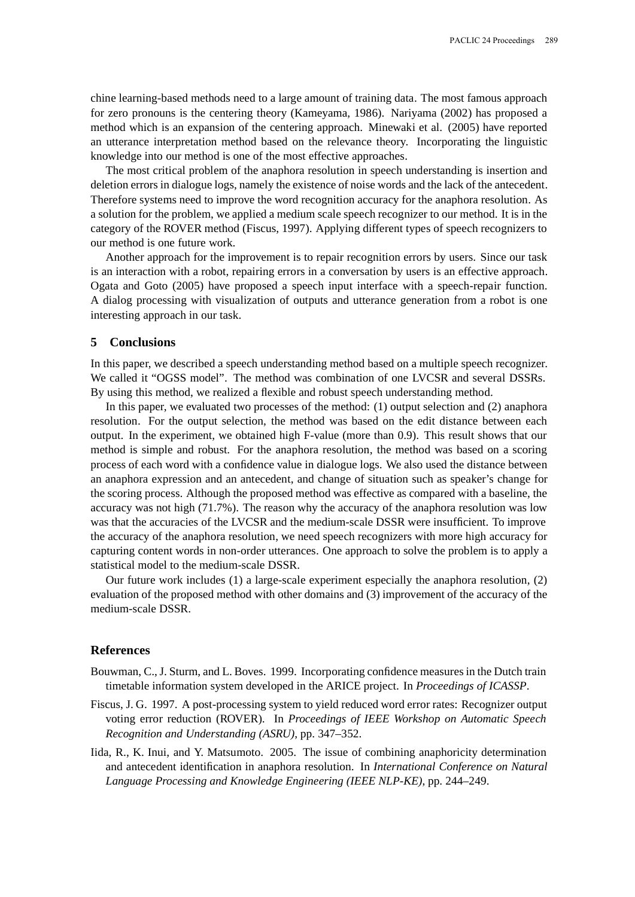chine learning-based methods need to a large amount of training data. The most famous approach for zero pronouns is the centering theory (Kameyama, 1986). Nariyama (2002) has proposed a method which is an expansion of the centering approach. Minewaki et al. (2005) have reported an utterance interpretation method based on the relevance theory. Incorporating the linguistic knowledge into our method is one of the most effective approaches.

The most critical problem of the anaphora resolution in speech understanding is insertion and deletion errors in dialogue logs, namely the existence of noise words and the lack of the antecedent. Therefore systems need to improve the word recognition accuracy for the anaphora resolution. As a solution for the problem, we applied a medium scale speech recognizer to our method. It is in the category of the ROVER method (Fiscus, 1997). Applying different types of speech recognizers to our method is one future work.

Another approach for the improvement is to repair recognition errors by users. Since our task is an interaction with a robot, repairing errors in a conversation by users is an effective approach. Ogata and Goto (2005) have proposed a speech input interface with a speech-repair function. A dialog processing with visualization of outputs and utterance generation from a robot is one interesting approach in our task.

## 5 Conclusions

In this paper, we described a speech understanding method based on a multiple speech recognizer. We called it "OGSS model". The method was combination of one LVCSR and several DSSRs. By using this method, we realized a flexible and robust speech understanding method.

In this paper, we evaluated two processes of the method: (1) output selection and (2) anaphora resolution. For the output selection, the method was based on the edit distance between each output. In the experiment, we obtained high F-value (more than 0.9). This result shows that our method is simple and robust. For the anaphora resolution, the method was based on a scoring process of each word with a confidence value in dialogue logs. We also used the distance between an anaphora expression and an antecedent, and change of situation such as speaker's change for the scoring process. Although the proposed method was effective as compared with a baseline, the accuracy was not high (71.7%). The reason why the accuracy of the anaphora resolution was low was that the accuracies of the LVCSR and the medium-scale DSSR were insufficient. To improve the accuracy of the anaphora resolution, we need speech recognizers with more high accuracy for capturing content words in non-order utterances. One approach to solve the problem is to apply a statistical model to the medium-scale DSSR.

Our future work includes (1) a large-scale experiment especially the anaphora resolution, (2) evaluation of the proposed method with other domains and (3) improvement of the accuracy of the medium-scale DSSR.

## References

Bouwman, C., J. Sturm, and L. Boves. 1999. Incorporating confidence measures in the Dutch train timetable information system developed in the ARICE project. In *Proceedings of ICASSP*.

Fiscus, J. G. 1997. A post-processing system to yield reduced word error rates: Recognizer output voting error reduction (ROVER). In *Proceedings of IEEE Workshop on Automatic Speech Recognition and Understanding (ASRU)*, pp. 347–352.

Iida, R., K. Inui, and Y. Matsumoto. 2005. The issue of combining anaphoricity determination and antecedent identification in anaphora resolution. In *International Conference on Natural Language Processing and Knowledge Engineering (IEEE NLP-KE)*, pp. 244–249.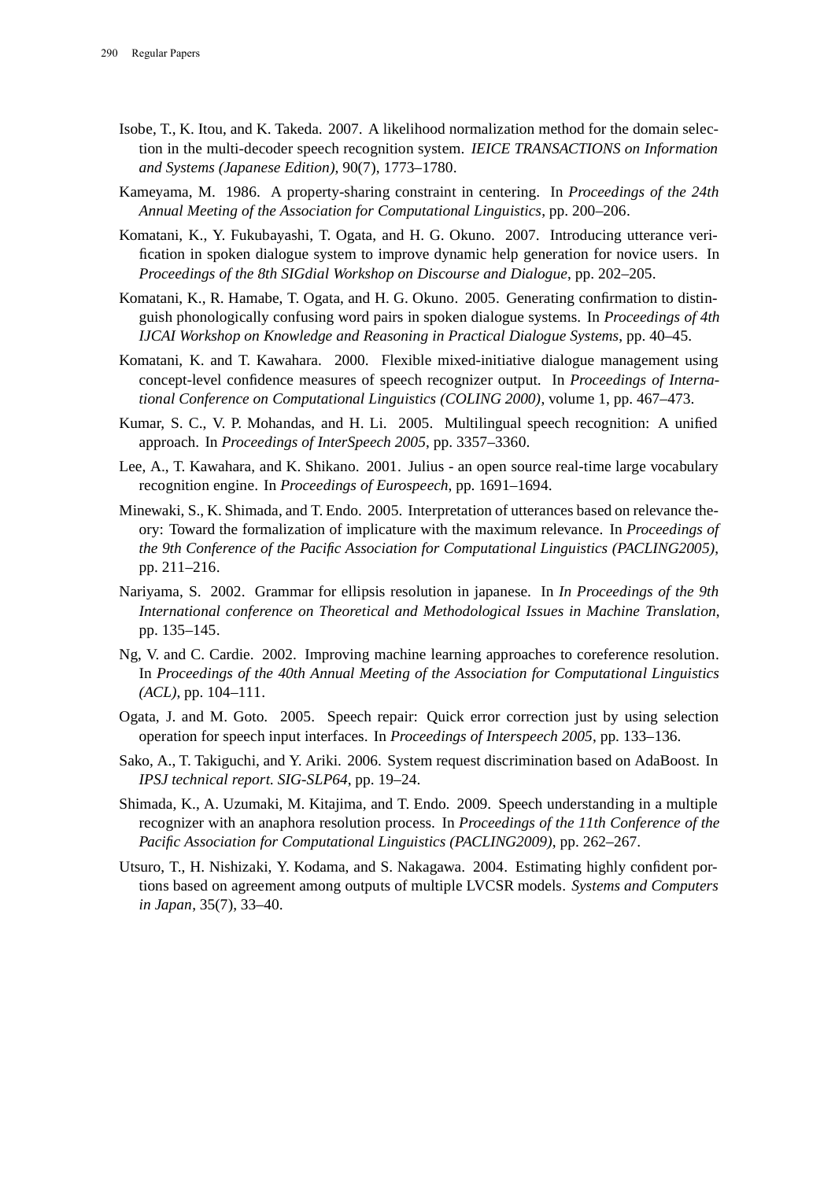Isobe, T., K. Itou, and K. Takeda. 2007. A likelihood normalization method for the domain selection in the multi-decoder speech recognition system. *IEICE TRANSACTIONS on Information and Systems (Japanese Edition)*, 90(7), 1773–1780.

Kameyama, M. 1986. A property-sharing constraint in centering. In *Proceedings of the 24th Annual Meeting of the Association for Computational Linguistics*, pp. 200–206.

Komatani, K., Y. Fukubayashi, T. Ogata, and H. G. Okuno. 2007. Introducing utterance verification in spoken dialogue system to improve dynamic help generation for novice users. In *Proceedings of the 8th SIGdial Workshop on Discourse and Dialogue*, pp. 202–205.

Komatani, K., R. Hamabe, T. Ogata, and H. G. Okuno. 2005. Generating confirmation to distinguish phonologically confusing word pairs in spoken dialogue systems. In *Proceedings of 4th IJCAI Workshop on Knowledge and Reasoning in Practical Dialogue Systems*, pp. 40–45.

Komatani, K. and T. Kawahara. 2000. Flexible mixed-initiative dialogue management using concept-level confidence measures of speech recognizer output. In *Proceedings of International Conference on Computational Linguistics (COLING 2000)*, volume 1, pp. 467–473.

Kumar, S. C., V. P. Mohandas, and H. Li. 2005. Multilingual speech recognition: A unified approach. In *Proceedings of InterSpeech 2005*, pp. 3357–3360.

Lee, A., T. Kawahara, and K. Shikano. 2001. Julius - an open source real-time large vocabulary recognition engine. In *Proceedings of Eurospeech*, pp. 1691–1694.

Minewaki, S., K. Shimada, and T. Endo. 2005. Interpretation of utterances based on relevance theory: Toward the formalization of implicature with the maximum relevance. In *Proceedings of the 9th Conference of the Pacific Association for Computational Linguistics (PACLING2005)*, pp. 211–216.

Nariyama, S. 2002. Grammar for ellipsis resolution in japanese. In *In Proceedings of the 9th International conference on Theoretical and Methodological Issues in Machine Translation*, pp. 135–145.

Ng, V. and C. Cardie. 2002. Improving machine learning approaches to coreference resolution. In *Proceedings of the 40th Annual Meeting of the Association for Computational Linguistics (ACL)*, pp. 104–111.

Ogata, J. and M. Goto. 2005. Speech repair: Quick error correction just by using selection operation for speech input interfaces. In *Proceedings of Interspeech 2005*, pp. 133–136.

Sako, A., T. Takiguchi, and Y. Ariki. 2006. System request discrimination based on AdaBoost. In *IPSJ technical report. SIG-SLP64*, pp. 19–24.

Shimada, K., A. Uzumaki, M. Kitajima, and T. Endo. 2009. Speech understanding in a multiple recognizer with an anaphora resolution process. In *Proceedings of the 11th Conference of the Pacific Association for Computational Linguistics (PACLING2009)*, pp. 262–267.

Utsuro, T., H. Nishizaki, Y. Kodama, and S. Nakagawa. 2004. Estimating highly confident portions based on agreement among outputs of multiple LVCSR models. *Systems and Computers in Japan*, 35(7), 33–40.